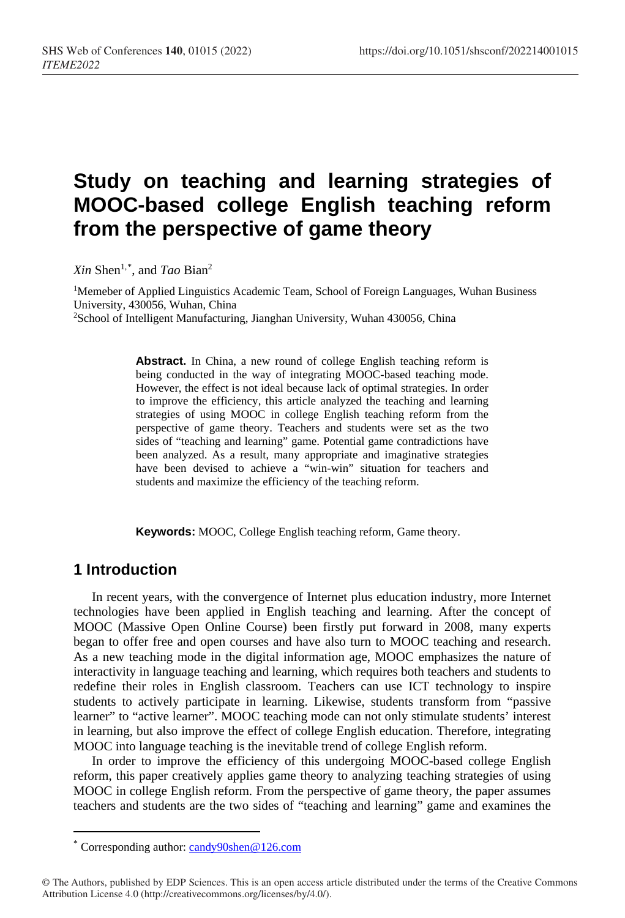# Study on teaching and learning strategies of MOOC-based college English teaching reform from the perspective of game theory

*Xin* Shen[1,*], and *Tao* Bian[2]

[1]Memeber of Applied Linguistics Academic Team, School of Foreign Languages, Wuhan Business University, 430056, Wuhan, China
[2]School of Intelligent Manufacturing, Jianghan University, Wuhan 430056, China

**Abstract.** In China, a new round of college English teaching reform is being conducted in the way of integrating MOOC-based teaching mode. However, the effect is not ideal because lack of optimal strategies. In order to improve the efficiency, this article analyzed the teaching and learning strategies of using MOOC in college English teaching reform from the perspective of game theory. Teachers and students were set as the two sides of "teaching and learning" game. Potential game contradictions have been analyzed. As a result, many appropriate and imaginative strategies have been devised to achieve a "win-win" situation for teachers and students and maximize the efficiency of the teaching reform.

**Keywords:** MOOC, College English teaching reform, Game theory.

## 1 Introduction

In recent years, with the convergence of Internet plus education industry, more Internet technologies have been applied in English teaching and learning. After the concept of MOOC (Massive Open Online Course) been firstly put forward in 2008, many experts began to offer free and open courses and have also turn to MOOC teaching and research. As a new teaching mode in the digital information age, MOOC emphasizes the nature of interactivity in language teaching and learning, which requires both teachers and students to redefine their roles in English classroom. Teachers can use ICT technology to inspire students to actively participate in learning. Likewise, students transform from "passive learner" to "active learner". MOOC teaching mode can not only stimulate students' interest in learning, but also improve the effect of college English education. Therefore, integrating MOOC into language teaching is the inevitable trend of college English reform.

In order to improve the efficiency of this undergoing MOOC-based college English reform, this paper creatively applies game theory to analyzing teaching strategies of using MOOC in college English reform. From the perspective of game theory, the paper assumes teachers and students are the two sides of "teaching and learning" game and examines the

---

* Corresponding author: candy90shen@126.com

© The Authors, published by EDP Sciences. This is an open access article distributed under the terms of the Creative Commons Attribution License 4.0 (http://creativecommons.org/licenses/by/4.0/).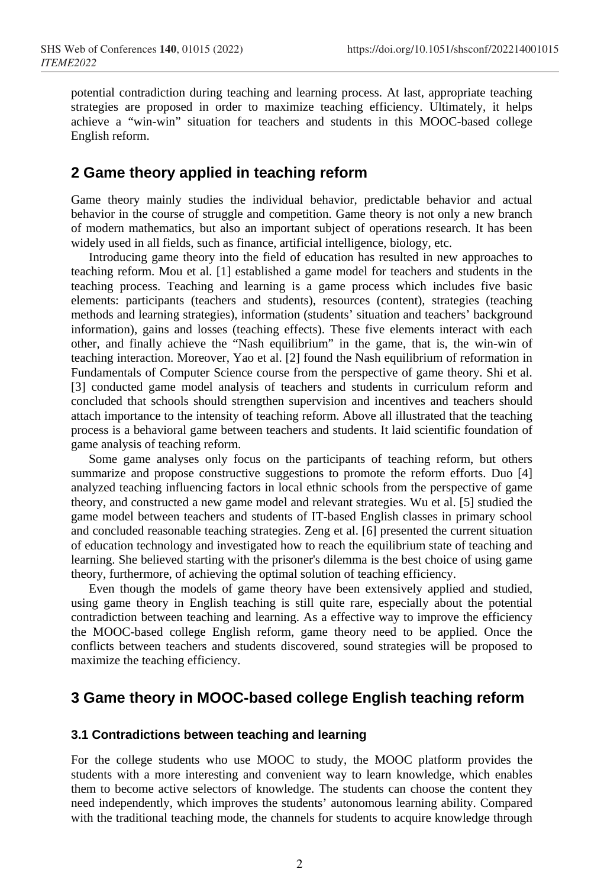potential contradiction during teaching and learning process. At last, appropriate teaching strategies are proposed in order to maximize teaching efficiency. Ultimately, it helps achieve a "win-win" situation for teachers and students in this MOOC-based college English reform.

## 2 Game theory applied in teaching reform

Game theory mainly studies the individual behavior, predictable behavior and actual behavior in the course of struggle and competition. Game theory is not only a new branch of modern mathematics, but also an important subject of operations research. It has been widely used in all fields, such as finance, artificial intelligence, biology, etc.

Introducing game theory into the field of education has resulted in new approaches to teaching reform. Mou et al. [1] established a game model for teachers and students in the teaching process. Teaching and learning is a game process which includes five basic elements: participants (teachers and students), resources (content), strategies (teaching methods and learning strategies), information (students' situation and teachers' background information), gains and losses (teaching effects). These five elements interact with each other, and finally achieve the "Nash equilibrium" in the game, that is, the win-win of teaching interaction. Moreover, Yao et al. [2] found the Nash equilibrium of reformation in Fundamentals of Computer Science course from the perspective of game theory. Shi et al. [3] conducted game model analysis of teachers and students in curriculum reform and concluded that schools should strengthen supervision and incentives and teachers should attach importance to the intensity of teaching reform. Above all illustrated that the teaching process is a behavioral game between teachers and students. It laid scientific foundation of game analysis of teaching reform.

Some game analyses only focus on the participants of teaching reform, but others summarize and propose constructive suggestions to promote the reform efforts. Duo [4] analyzed teaching influencing factors in local ethnic schools from the perspective of game theory, and constructed a new game model and relevant strategies. Wu et al. [5] studied the game model between teachers and students of IT-based English classes in primary school and concluded reasonable teaching strategies. Zeng et al. [6] presented the current situation of education technology and investigated how to reach the equilibrium state of teaching and learning. She believed starting with the prisoner's dilemma is the best choice of using game theory, furthermore, of achieving the optimal solution of teaching efficiency.

Even though the models of game theory have been extensively applied and studied, using game theory in English teaching is still quite rare, especially about the potential contradiction between teaching and learning. As a effective way to improve the efficiency the MOOC-based college English reform, game theory need to be applied. Once the conflicts between teachers and students discovered, sound strategies will be proposed to maximize the teaching efficiency.

## 3 Game theory in MOOC-based college English teaching reform

### 3.1 Contradictions between teaching and learning

For the college students who use MOOC to study, the MOOC platform provides the students with a more interesting and convenient way to learn knowledge, which enables them to become active selectors of knowledge. The students can choose the content they need independently, which improves the students' autonomous learning ability. Compared with the traditional teaching mode, the channels for students to acquire knowledge through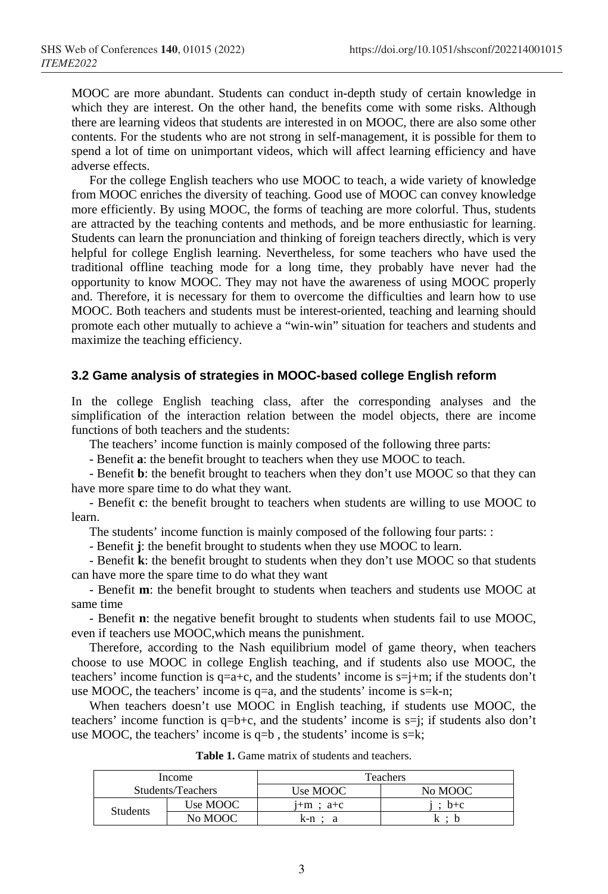MOOC are more abundant. Students can conduct in-depth study of certain knowledge in which they are interest. On the other hand, the benefits come with some risks. Although there are learning videos that students are interested in on MOOC, there are also some other contents. For the students who are not strong in self-management, it is possible for them to spend a lot of time on unimportant videos, which will affect learning efficiency and have adverse effects.

For the college English teachers who use MOOC to teach, a wide variety of knowledge from MOOC enriches the diversity of teaching. Good use of MOOC can convey knowledge more efficiently. By using MOOC, the forms of teaching are more colorful. Thus, students are attracted by the teaching contents and methods, and be more enthusiastic for learning. Students can learn the pronunciation and thinking of foreign teachers directly, which is very helpful for college English learning. Nevertheless, for some teachers who have used the traditional offline teaching mode for a long time, they probably have never had the opportunity to know MOOC. They may not have the awareness of using MOOC properly and. Therefore, it is necessary for them to overcome the difficulties and learn how to use MOOC. Both teachers and students must be interest-oriented, teaching and learning should promote each other mutually to achieve a "win-win" situation for teachers and students and maximize the teaching efficiency.

### 3.2 Game analysis of strategies in MOOC-based college English reform

In the college English teaching class, after the corresponding analyses and the simplification of the interaction relation between the model objects, there are income functions of both teachers and the students:

The teachers' income function is mainly composed of the following three parts:

- Benefit **a**: the benefit brought to teachers when they use MOOC to teach.
- Benefit **b**: the benefit brought to teachers when they don't use MOOC so that they can have more spare time to do what they want.
- Benefit **c**: the benefit brought to teachers when students are willing to use MOOC to learn.

The students' income function is mainly composed of the following four parts: :

- Benefit **j**: the benefit brought to students when they use MOOC to learn.
- Benefit **k**: the benefit brought to students when they don't use MOOC so that students can have more the spare time to do what they want
- Benefit **m**: the benefit brought to students when teachers and students use MOOC at same time
- Benefit **n**: the negative benefit brought to students when students fail to use MOOC, even if teachers use MOOC,which means the punishment.

Therefore, according to the Nash equilibrium model of game theory, when teachers choose to use MOOC in college English teaching, and if students also use MOOC, the teachers' income function is $q=a+c$, and the students' income is $s=j+m$; if the students don't use MOOC, the teachers' income is $q=a$, and the students' income is $s=k-n$;

When teachers doesn't use MOOC in English teaching, if students use MOOC, the teachers' income function is $q=b+c$, and the students' income is $s=j$; if students also don't use MOOC, the teachers' income is $q=b$ , the students' income is $s=k$;

**Table 1.** Game matrix of students and teachers.

| Income Students/Teachers | | Teachers | |
|---|---|---|---|
| | | Use MOOC | No MOOC |
| Students | Use MOOC | j+m ; a+c | j ; b+c |
| | No MOOC | k-n ; a | k ; b |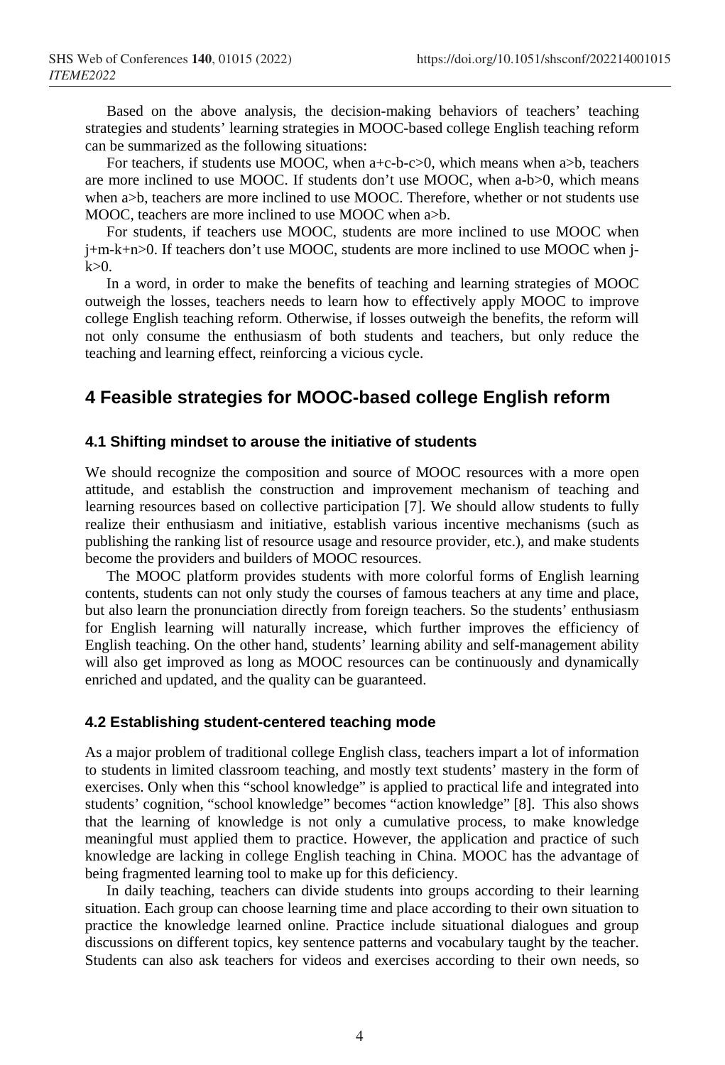Based on the above analysis, the decision-making behaviors of teachers' teaching strategies and students' learning strategies in MOOC-based college English teaching reform can be summarized as the following situations:

For teachers, if students use MOOC, when $a+c-b-c>0$, which means when $a>b$, teachers are more inclined to use MOOC. If students don't use MOOC, when $a-b>0$, which means when $a>b$, teachers are more inclined to use MOOC. Therefore, whether or not students use MOOC, teachers are more inclined to use MOOC when $a>b$.

For students, if teachers use MOOC, students are more inclined to use MOOC when $j+m-k+n>0$. If teachers don't use MOOC, students are more inclined to use MOOC when $j-k>0$.

In a word, in order to make the benefits of teaching and learning strategies of MOOC outweigh the losses, teachers needs to learn how to effectively apply MOOC to improve college English teaching reform. Otherwise, if losses outweigh the benefits, the reform will not only consume the enthusiasm of both students and teachers, but only reduce the teaching and learning effect, reinforcing a vicious cycle.

## 4 Feasible strategies for MOOC-based college English reform

### 4.1 Shifting mindset to arouse the initiative of students

We should recognize the composition and source of MOOC resources with a more open attitude, and establish the construction and improvement mechanism of teaching and learning resources based on collective participation [7]. We should allow students to fully realize their enthusiasm and initiative, establish various incentive mechanisms (such as publishing the ranking list of resource usage and resource provider, etc.), and make students become the providers and builders of MOOC resources.

The MOOC platform provides students with more colorful forms of English learning contents, students can not only study the courses of famous teachers at any time and place, but also learn the pronunciation directly from foreign teachers. So the students' enthusiasm for English learning will naturally increase, which further improves the efficiency of English teaching. On the other hand, students' learning ability and self-management ability will also get improved as long as MOOC resources can be continuously and dynamically enriched and updated, and the quality can be guaranteed.

### 4.2 Establishing student-centered teaching mode

As a major problem of traditional college English class, teachers impart a lot of information to students in limited classroom teaching, and mostly text students' mastery in the form of exercises. Only when this "school knowledge" is applied to practical life and integrated into students' cognition, "school knowledge" becomes "action knowledge" [8]. This also shows that the learning of knowledge is not only a cumulative process, to make knowledge meaningful must applied them to practice. However, the application and practice of such knowledge are lacking in college English teaching in China. MOOC has the advantage of being fragmented learning tool to make up for this deficiency.

In daily teaching, teachers can divide students into groups according to their learning situation. Each group can choose learning time and place according to their own situation to practice the knowledge learned online. Practice include situational dialogues and group discussions on different topics, key sentence patterns and vocabulary taught by the teacher. Students can also ask teachers for videos and exercises according to their own needs, so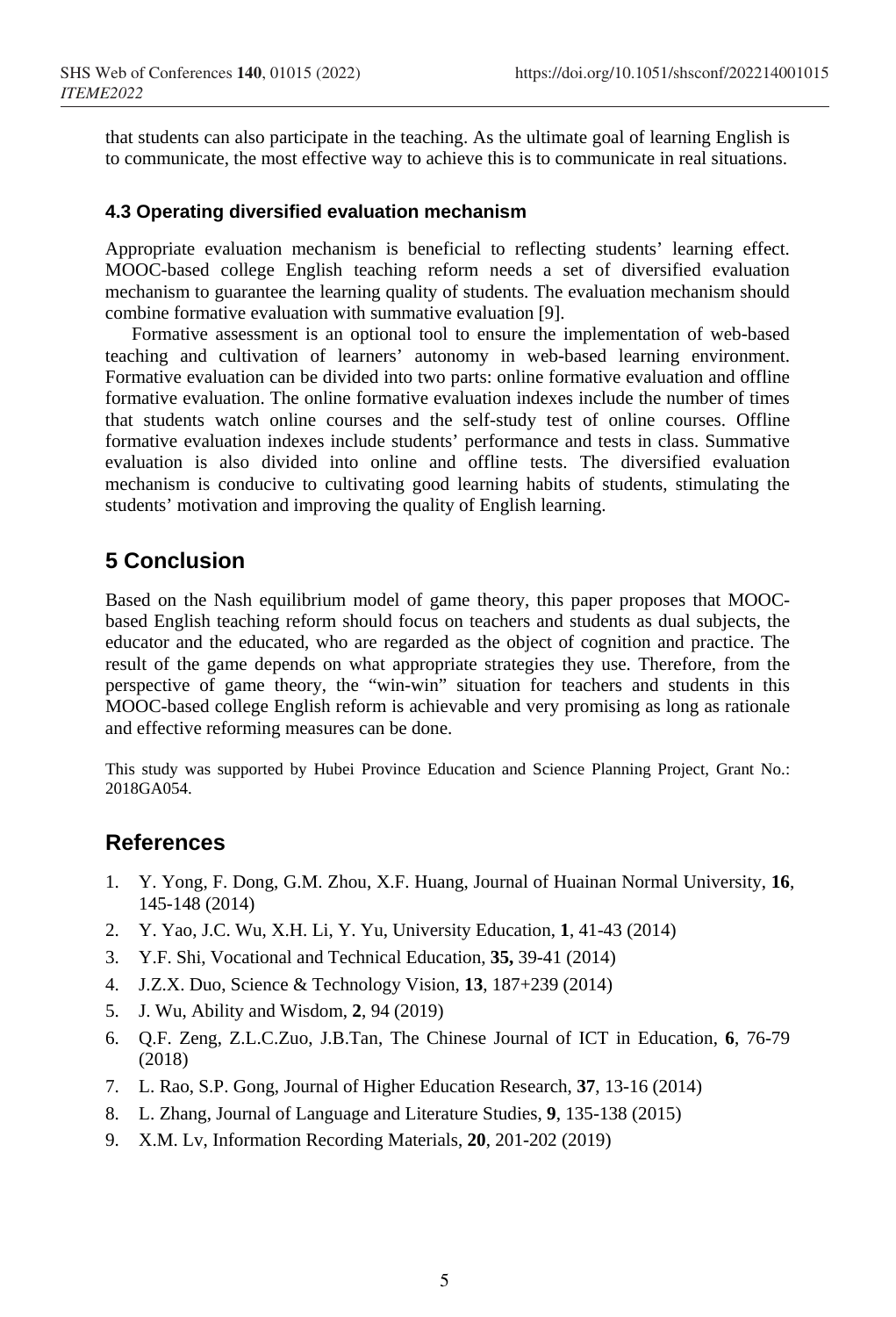that students can also participate in the teaching. As the ultimate goal of learning English is to communicate, the most effective way to achieve this is to communicate in real situations.

### 4.3 Operating diversified evaluation mechanism

Appropriate evaluation mechanism is beneficial to reflecting students' learning effect. MOOC-based college English teaching reform needs a set of diversified evaluation mechanism to guarantee the learning quality of students. The evaluation mechanism should combine formative evaluation with summative evaluation [9].

Formative assessment is an optional tool to ensure the implementation of web-based teaching and cultivation of learners' autonomy in web-based learning environment. Formative evaluation can be divided into two parts: online formative evaluation and offline formative evaluation. The online formative evaluation indexes include the number of times that students watch online courses and the self-study test of online courses. Offline formative evaluation indexes include students' performance and tests in class. Summative evaluation is also divided into online and offline tests. The diversified evaluation mechanism is conducive to cultivating good learning habits of students, stimulating the students' motivation and improving the quality of English learning.

## 5 Conclusion

Based on the Nash equilibrium model of game theory, this paper proposes that MOOC-based English teaching reform should focus on teachers and students as dual subjects, the educator and the educated, who are regarded as the object of cognition and practice. The result of the game depends on what appropriate strategies they use. Therefore, from the perspective of game theory, the "win-win" situation for teachers and students in this MOOC-based college English reform is achievable and very promising as long as rationale and effective reforming measures can be done.

This study was supported by Hubei Province Education and Science Planning Project, Grant No.: 2018GA054.

## References

1. Y. Yong, F. Dong, G.M. Zhou, X.F. Huang, Journal of Huainan Normal University, **16**, 145-148 (2014)
2. Y. Yao, J.C. Wu, X.H. Li, Y. Yu, University Education, **1**, 41-43 (2014)
3. Y.F. Shi, Vocational and Technical Education, **35,** 39-41 (2014)
4. J.Z.X. Duo, Science & Technology Vision, **13**, 187+239 (2014)
5. J. Wu, Ability and Wisdom, **2**, 94 (2019)
6. Q.F. Zeng, Z.L.C.Zuo, J.B.Tan, The Chinese Journal of ICT in Education, **6**, 76-79 (2018)
7. L. Rao, S.P. Gong, Journal of Higher Education Research, **37**, 13-16 (2014)
8. L. Zhang, Journal of Language and Literature Studies, **9**, 135-138 (2015)
9. X.M. Lv, Information Recording Materials, **20**, 201-202 (2019)